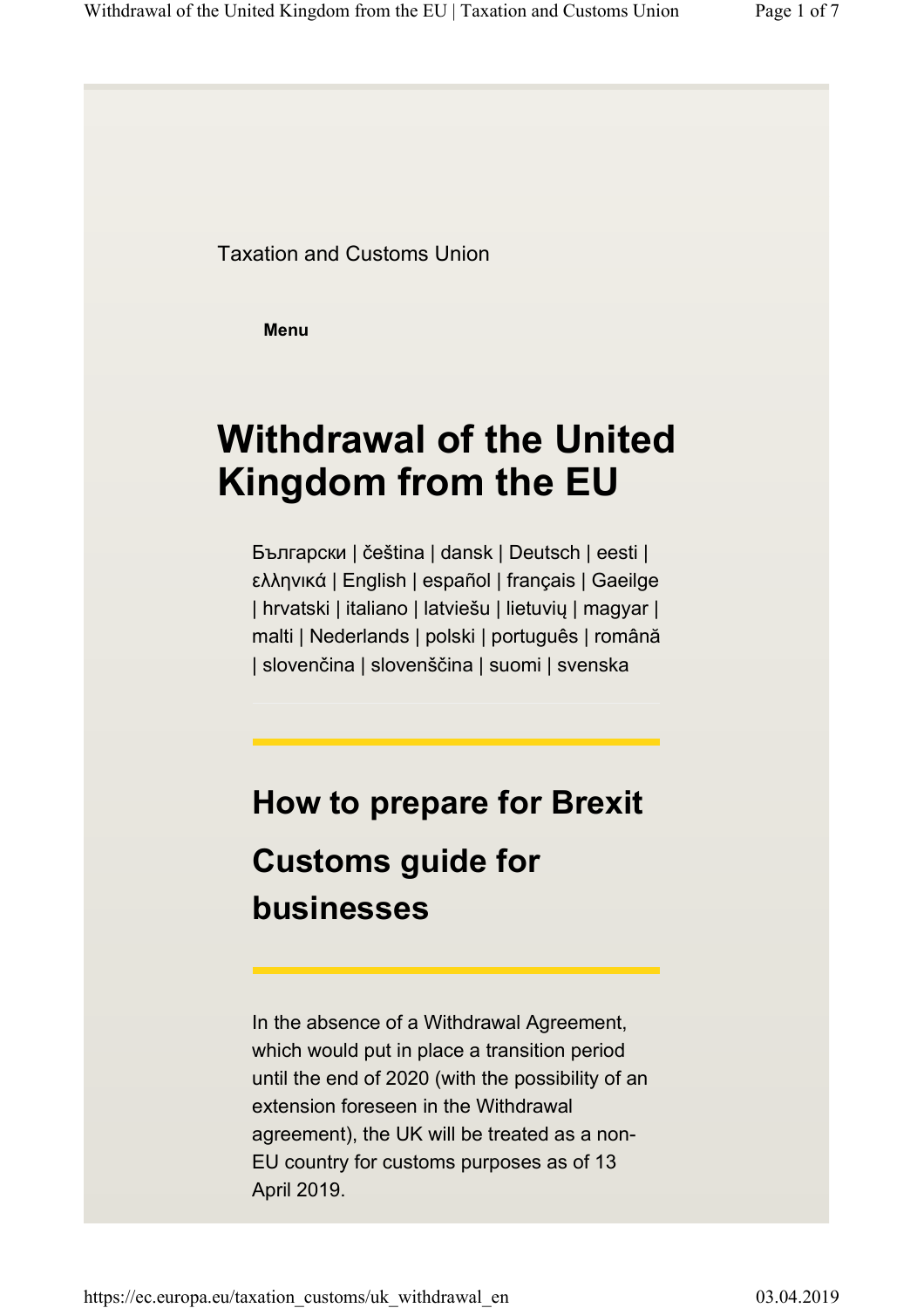Taxation and Customs Union

**Menu**

# Withdrawal of the United Kingdom from the EU

Български | čeština | dansk | Deutsch | eesti | ελληνικά | English | español | français | Gaeilge | hrvatski | italiano | latviešu | lietuvių | magyar | malti | Nederlands | polski | português | română | slovenčina | slovenščina | suomi | svenska

## How to prepare for Brexit

## Customs guide for businesses

In the absence of a Withdrawal Agreement, which would put in place a transition period until the end of 2020 (with the possibility of an extension foreseen in the Withdrawal agreement), the UK will be treated as a non-EU country for customs purposes as of 13 April 2019.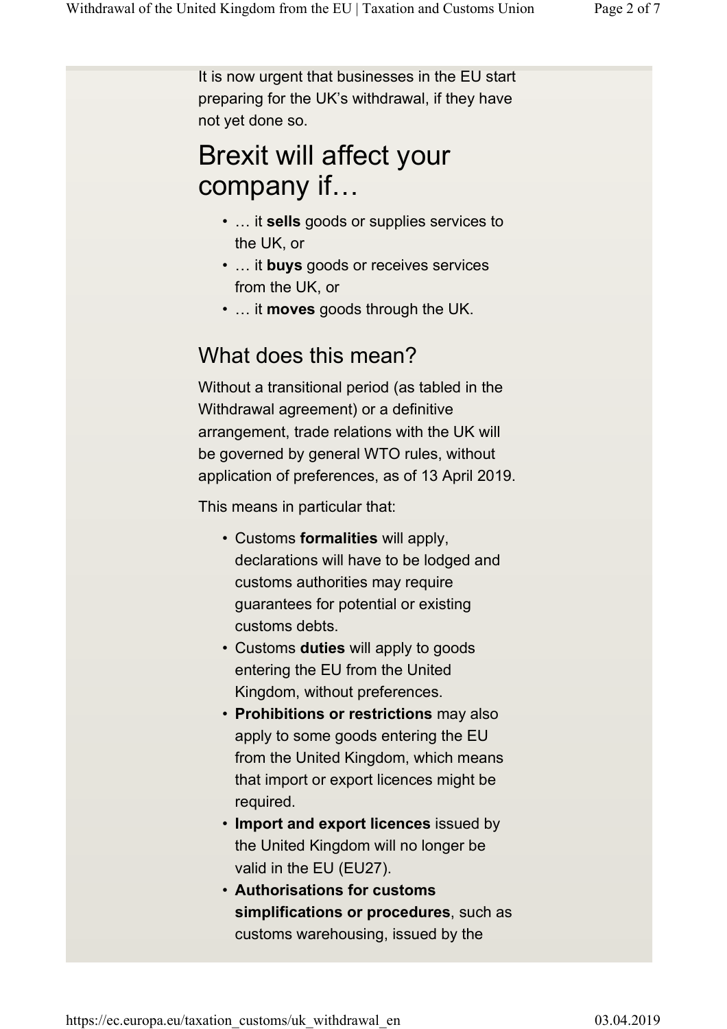It is now urgent that businesses in the EU start preparing for the UK's withdrawal, if they have not yet done so.

# Brexit will affect your company if…

- … it **sells** goods or supplies services to the UK, or
- … it **buys** goods or receives services from the UK, or
- … it **moves** goods through the UK.

## What does this mean?

Without a transitional period (as tabled in the Withdrawal agreement) or a definitive arrangement, trade relations with the UK will be governed by general WTO rules, without application of preferences, as of 13 April 2019.

This means in particular that:

- Customs **formalities** will apply, declarations will have to be lodged and customs authorities may require guarantees for potential or existing customs debts.
- Customs **duties** will apply to goods entering the EU from the United Kingdom, without preferences.
- **Prohibitions or restrictions** may also apply to some goods entering the EU from the United Kingdom, which means that import or export licences might be required.
- **Import and export licences** issued by the United Kingdom will no longer be valid in the EU (EU27).
- **Authorisations for customs simplifications or procedures**, such as customs warehousing, issued by the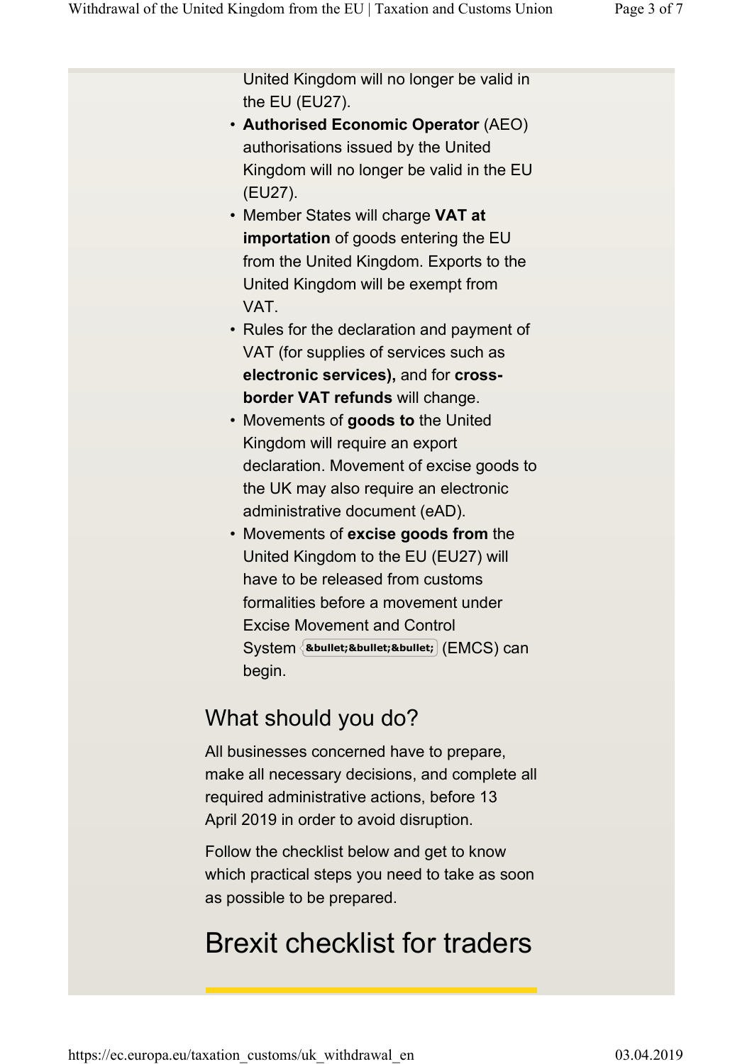United Kingdom will no longer be valid in the EU (EU27).

- **Authorised Economic Operator** (AEO) authorisations issued by the United Kingdom will no longer be valid in the EU (EU27).
- Member States will charge **VAT at importation** of goods entering the EU from the United Kingdom. Exports to the United Kingdom will be exempt from VAT.
- Rules for the declaration and payment of VAT (for supplies of services such as **electronic services),** and for **cross-border VAT refunds** will change.
- Movements of **goods to** the United Kingdom will require an export declaration. Movement of excise goods to the UK may also require an electronic administrative document (eAD).
- Movements of **excise goods from** the United Kingdom to the EU (EU27) will have to be released from customs formalities before a movement under Excise Movement and Control System &bullet;&bullet;&bullet; (EMCS) can begin.

## What should you do?

All businesses concerned have to prepare, make all necessary decisions, and complete all required administrative actions, before 13 April 2019 in order to avoid disruption.

Follow the checklist below and get to know which practical steps you need to take as soon as possible to be prepared.

# Brexit checklist for traders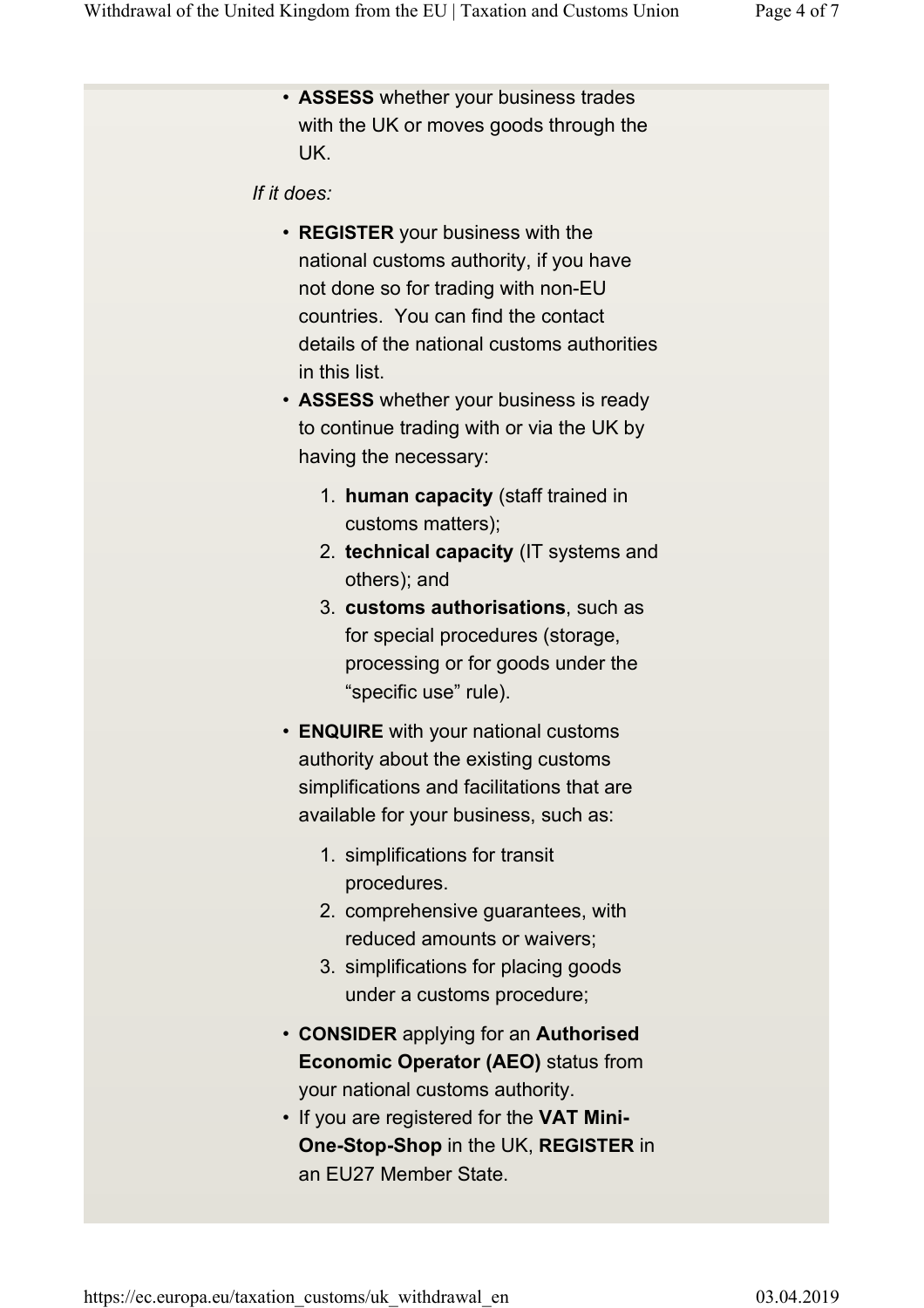- **ASSESS** whether your business trades with the UK or moves goods through the UK.

*If it does:*

- **REGISTER** your business with the national customs authority, if you have not done so for trading with non-EU countries.  You can find the contact details of the national customs authorities in this list.
- **ASSESS** whether your business is ready to continue trading with or via the UK by having the necessary:
    1. **human capacity** (staff trained in customs matters);
    2. **technical capacity** (IT systems and others); and
    3. **customs authorisations**, such as for special procedures (storage, processing or for goods under the "specific use" rule).
- **ENQUIRE** with your national customs authority about the existing customs simplifications and facilitations that are available for your business, such as:
    1. simplifications for transit procedures.
    2. comprehensive guarantees, with reduced amounts or waivers;
    3. simplifications for placing goods under a customs procedure;
- **CONSIDER** applying for an **Authorised Economic Operator (AEO)** status from your national customs authority.
- If you are registered for the **VAT Mini-One-Stop-Shop** in the UK, **REGISTER** in an EU27 Member State.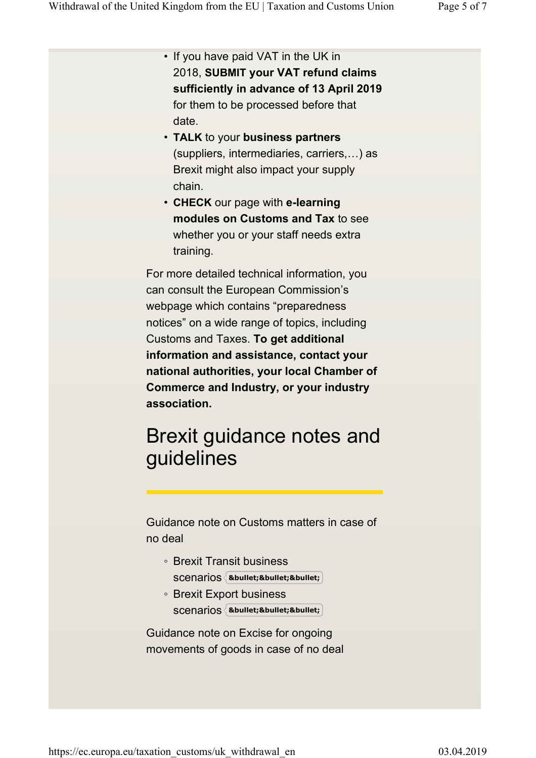- If you have paid VAT in the UK in 2018, **SUBMIT your VAT refund claims sufficiently in advance of 13 April 2019** for them to be processed before that date.
- **TALK** to your **business partners** (suppliers, intermediaries, carriers,…) as Brexit might also impact your supply chain.
- **CHECK** our page with **e-learning modules on Customs and Tax** to see whether you or your staff needs extra training.

For more detailed technical information, you can consult the European Commission's webpage which contains "preparedness notices" on a wide range of topics, including Customs and Taxes. **To get additional information and assistance, contact your national authorities, your local Chamber of Commerce and Industry, or your industry association.**

## Brexit guidance notes and guidelines

Guidance note on Customs matters in case of no deal

- Brexit Transit business scenarios &bullet;&bullet;&bullet;
- Brexit Export business scenarios &bullet;&bullet;&bullet;

Guidance note on Excise for ongoing movements of goods in case of no deal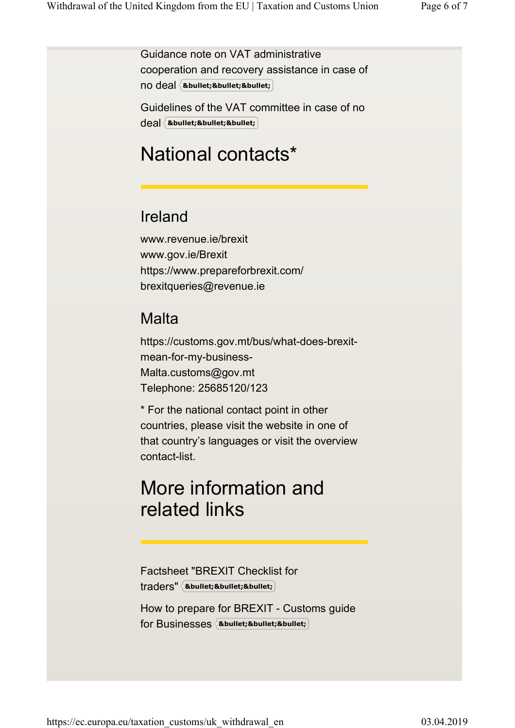Guidance note on VAT administrative cooperation and recovery assistance in case of no deal &bullet;&bullet;&bullet;

Guidelines of the VAT committee in case of no deal &bullet;&bullet;&bullet;

## National contacts*

### Ireland

www.revenue.ie/brexit
www.gov.ie/Brexit
https://www.prepareforbrexit.com/
brexitqueries@revenue.ie

### Malta

https://customs.gov.mt/bus/what-does-brexit-mean-for-my-business-
Malta.customs@gov.mt
Telephone: 25685120/123

* For the national contact point in other countries, please visit the website in one of that country's languages or visit the overview contact-list.

## More information and related links

Factsheet "BREXIT Checklist for traders" &bullet;&bullet;&bullet;

How to prepare for BREXIT - Customs guide for Businesses &bullet;&bullet;&bullet;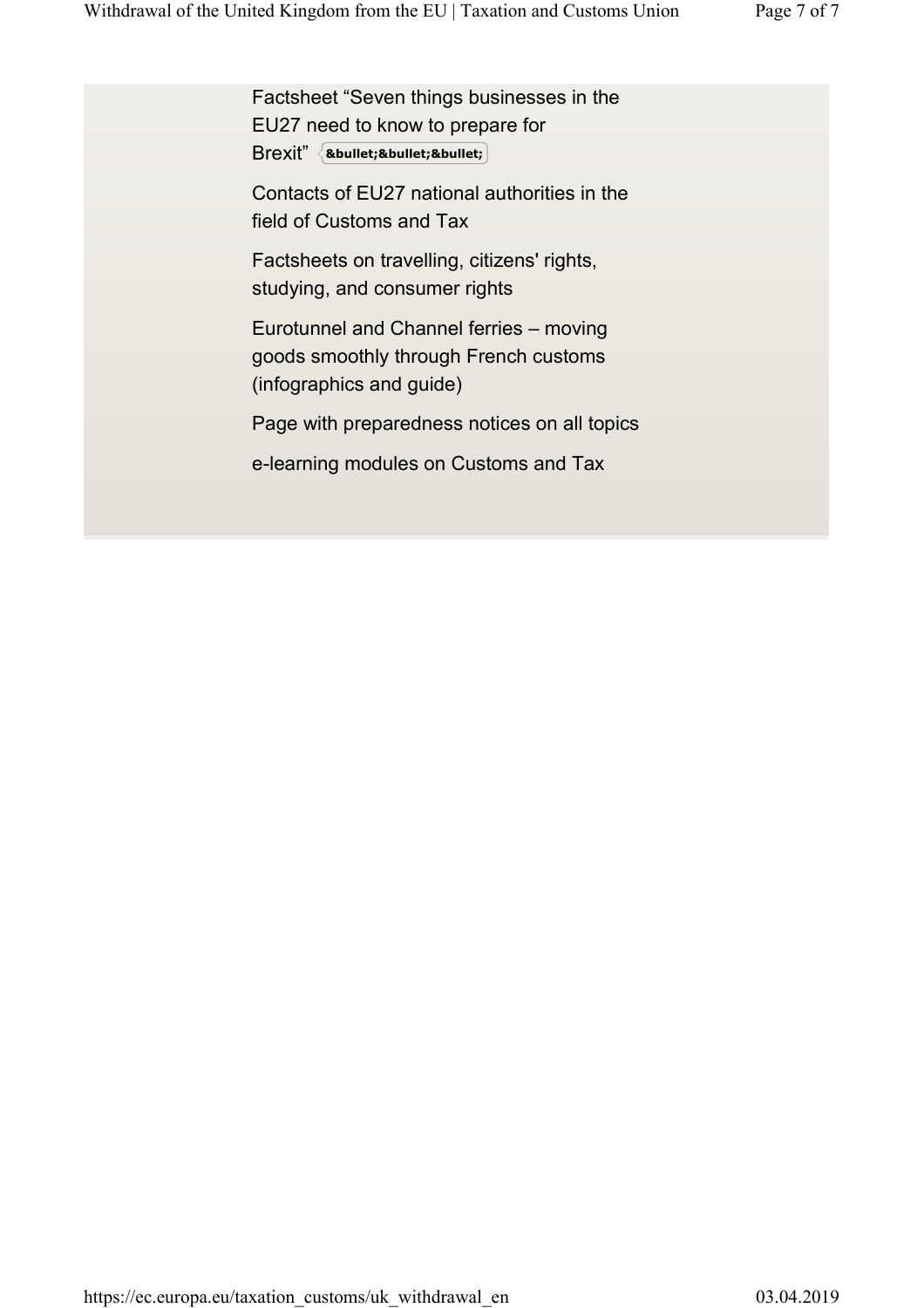Factsheet “Seven things businesses in the EU27 need to know to prepare for Brexit” &bullet;&bullet;&bullet;

Contacts of EU27 national authorities in the field of Customs and Tax

Factsheets on travelling, citizens' rights, studying, and consumer rights

Eurotunnel and Channel ferries – moving goods smoothly through French customs (infographics and guide)

Page with preparedness notices on all topics

e-learning modules on Customs and Tax